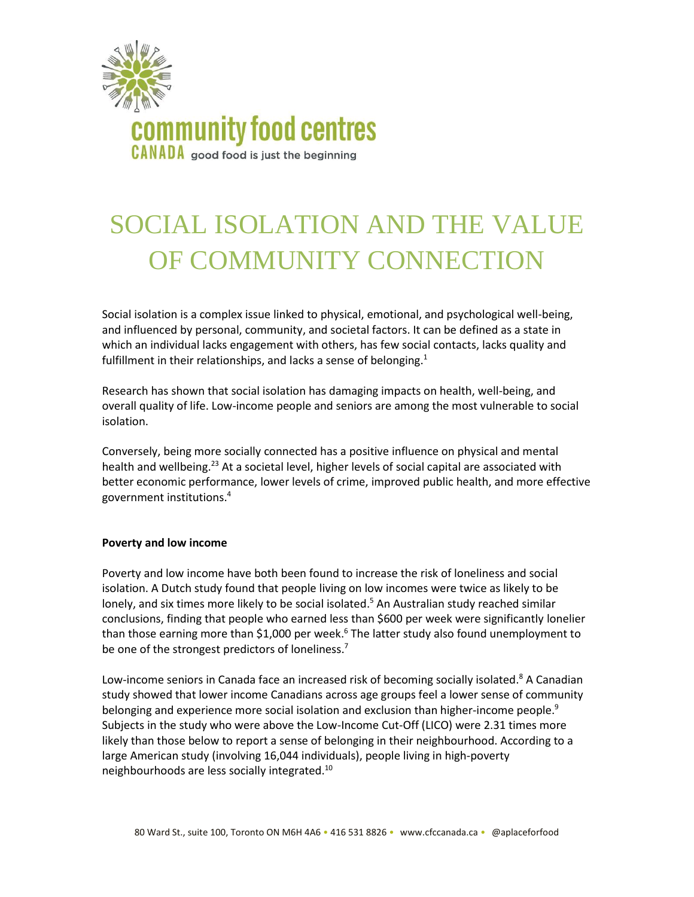community food centres
CANADA good food is just the beginning

# SOCIAL ISOLATION AND THE VALUE OF COMMUNITY CONNECTION

Social isolation is a complex issue linked to physical, emotional, and psychological well-being, and influenced by personal, community, and societal factors. It can be defined as a state in which an individual lacks engagement with others, has few social contacts, lacks quality and fulfillment in their relationships, and lacks a sense of belonging.[1]

Research has shown that social isolation has damaging impacts on health, well-being, and overall quality of life. Low-income people and seniors are among the most vulnerable to social isolation.

Conversely, being more socially connected has a positive influence on physical and mental health and wellbeing.[23] At a societal level, higher levels of social capital are associated with better economic performance, lower levels of crime, improved public health, and more effective government institutions.[4]

**Poverty and low income**

Poverty and low income have both been found to increase the risk of loneliness and social isolation. A Dutch study found that people living on low incomes were twice as likely to be lonely, and six times more likely to be social isolated.[5] An Australian study reached similar conclusions, finding that people who earned less than $600 per week were significantly lonelier than those earning more than $1,000 per week.[6] The latter study also found unemployment to be one of the strongest predictors of loneliness.[7]

Low-income seniors in Canada face an increased risk of becoming socially isolated.[8] A Canadian study showed that lower income Canadians across age groups feel a lower sense of community belonging and experience more social isolation and exclusion than higher-income people.[9] Subjects in the study who were above the Low-Income Cut-Off (LICO) were 2.31 times more likely than those below to report a sense of belonging in their neighbourhood. According to a large American study (involving 16,044 individuals), people living in high-poverty neighbourhoods are less socially integrated.[10]

80 Ward St., suite 100, Toronto ON M6H 4A6 • 416 531 8826 • www.cfccanada.ca • @aplaceforfood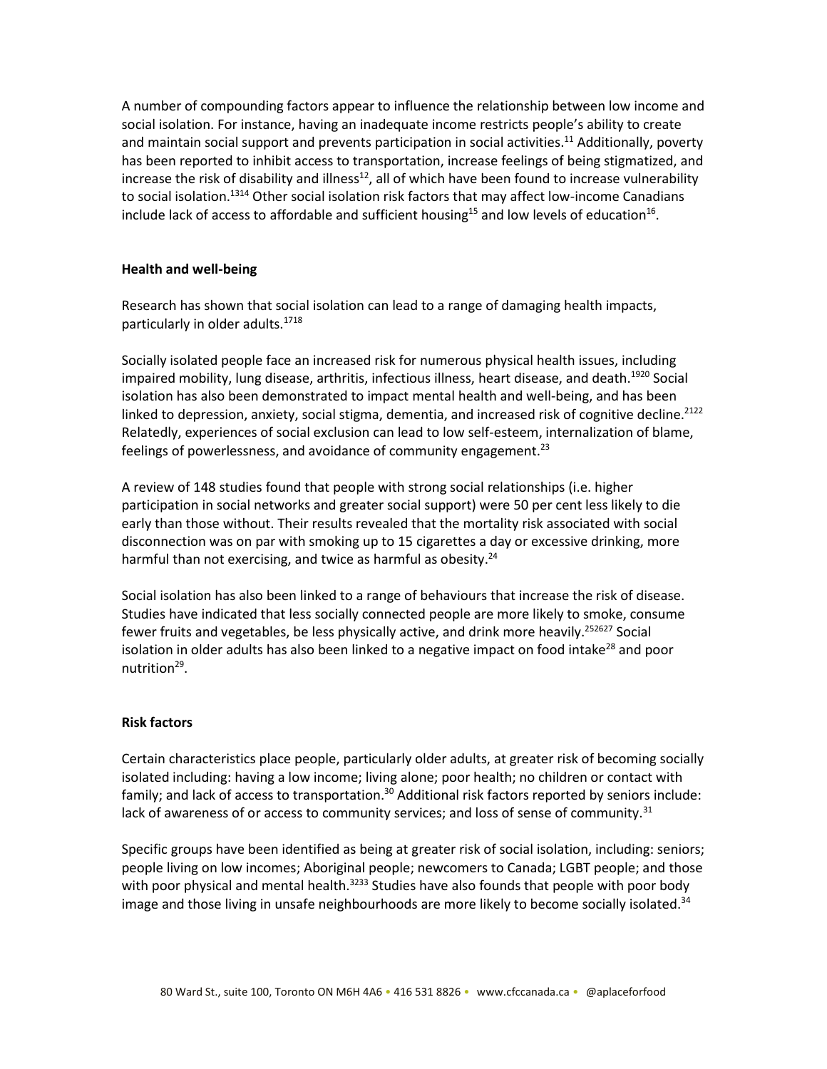A number of compounding factors appear to influence the relationship between low income and social isolation. For instance, having an inadequate income restricts people's ability to create and maintain social support and prevents participation in social activities.[11] Additionally, poverty has been reported to inhibit access to transportation, increase feelings of being stigmatized, and increase the risk of disability and illness[12], all of which have been found to increase vulnerability to social isolation.[13,14] Other social isolation risk factors that may affect low-income Canadians include lack of access to affordable and sufficient housing[15] and low levels of education[16].

**Health and well-being**

Research has shown that social isolation can lead to a range of damaging health impacts, particularly in older adults.[17,18]

Socially isolated people face an increased risk for numerous physical health issues, including impaired mobility, lung disease, arthritis, infectious illness, heart disease, and death.[19,20] Social isolation has also been demonstrated to impact mental health and well-being, and has been linked to depression, anxiety, social stigma, dementia, and increased risk of cognitive decline.[21,22] Relatedly, experiences of social exclusion can lead to low self-esteem, internalization of blame, feelings of powerlessness, and avoidance of community engagement.[23]

A review of 148 studies found that people with strong social relationships (i.e. higher participation in social networks and greater social support) were 50 per cent less likely to die early than those without. Their results revealed that the mortality risk associated with social disconnection was on par with smoking up to 15 cigarettes a day or excessive drinking, more harmful than not exercising, and twice as harmful as obesity.[24]

Social isolation has also been linked to a range of behaviours that increase the risk of disease. Studies have indicated that less socially connected people are more likely to smoke, consume fewer fruits and vegetables, be less physically active, and drink more heavily.[25,26,27] Social isolation in older adults has also been linked to a negative impact on food intake[28] and poor nutrition[29].

**Risk factors**

Certain characteristics place people, particularly older adults, at greater risk of becoming socially isolated including: having a low income; living alone; poor health; no children or contact with family; and lack of access to transportation.[30] Additional risk factors reported by seniors include: lack of awareness of or access to community services; and loss of sense of community.[31]

Specific groups have been identified as being at greater risk of social isolation, including: seniors; people living on low incomes; Aboriginal people; newcomers to Canada; LGBT people; and those with poor physical and mental health.[32,33] Studies have also founds that people with poor body image and those living in unsafe neighbourhoods are more likely to become socially isolated.[34]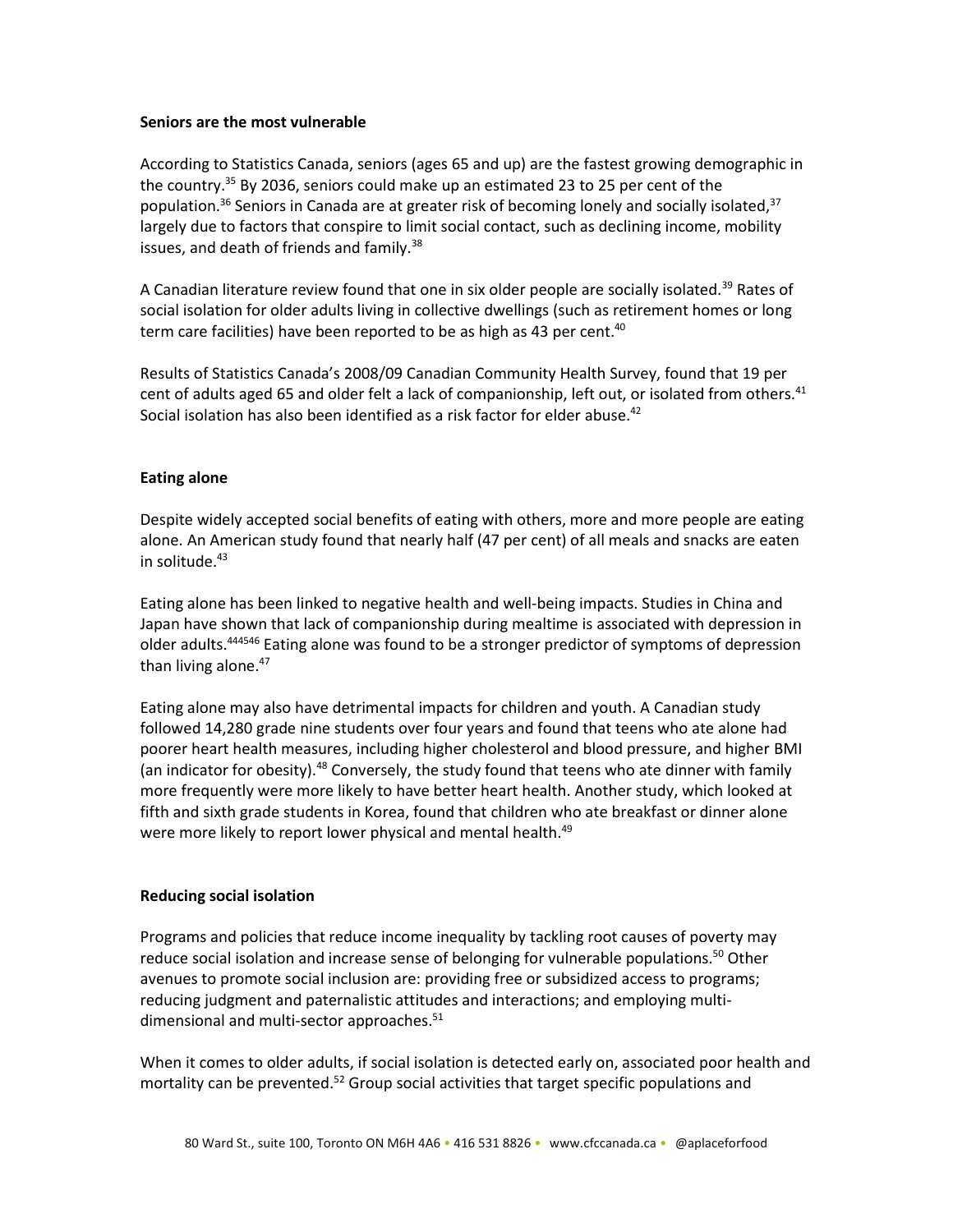## Seniors are the most vulnerable

According to Statistics Canada, seniors (ages 65 and up) are the fastest growing demographic in the country.[35] By 2036, seniors could make up an estimated 23 to 25 per cent of the population.[36] Seniors in Canada are at greater risk of becoming lonely and socially isolated,[37] largely due to factors that conspire to limit social contact, such as declining income, mobility issues, and death of friends and family.[38]

A Canadian literature review found that one in six older people are socially isolated.[39] Rates of social isolation for older adults living in collective dwellings (such as retirement homes or long term care facilities) have been reported to be as high as 43 per cent.[40]

Results of Statistics Canada's 2008/09 Canadian Community Health Survey, found that 19 per cent of adults aged 65 and older felt a lack of companionship, left out, or isolated from others.[41] Social isolation has also been identified as a risk factor for elder abuse.[42]

## Eating alone

Despite widely accepted social benefits of eating with others, more and more people are eating alone. An American study found that nearly half (47 per cent) of all meals and snacks are eaten in solitude.[43]

Eating alone has been linked to negative health and well-being impacts. Studies in China and Japan have shown that lack of companionship during mealtime is associated with depression in older adults.[44,45,46] Eating alone was found to be a stronger predictor of symptoms of depression than living alone.[47]

Eating alone may also have detrimental impacts for children and youth. A Canadian study followed 14,280 grade nine students over four years and found that teens who ate alone had poorer heart health measures, including higher cholesterol and blood pressure, and higher BMI (an indicator for obesity).[48] Conversely, the study found that teens who ate dinner with family more frequently were more likely to have better heart health. Another study, which looked at fifth and sixth grade students in Korea, found that children who ate breakfast or dinner alone were more likely to report lower physical and mental health.[49]

## Reducing social isolation

Programs and policies that reduce income inequality by tackling root causes of poverty may reduce social isolation and increase sense of belonging for vulnerable populations.[50] Other avenues to promote social inclusion are: providing free or subsidized access to programs; reducing judgment and paternalistic attitudes and interactions; and employing multi-dimensional and multi-sector approaches.[51]

When it comes to older adults, if social isolation is detected early on, associated poor health and mortality can be prevented.[52] Group social activities that target specific populations and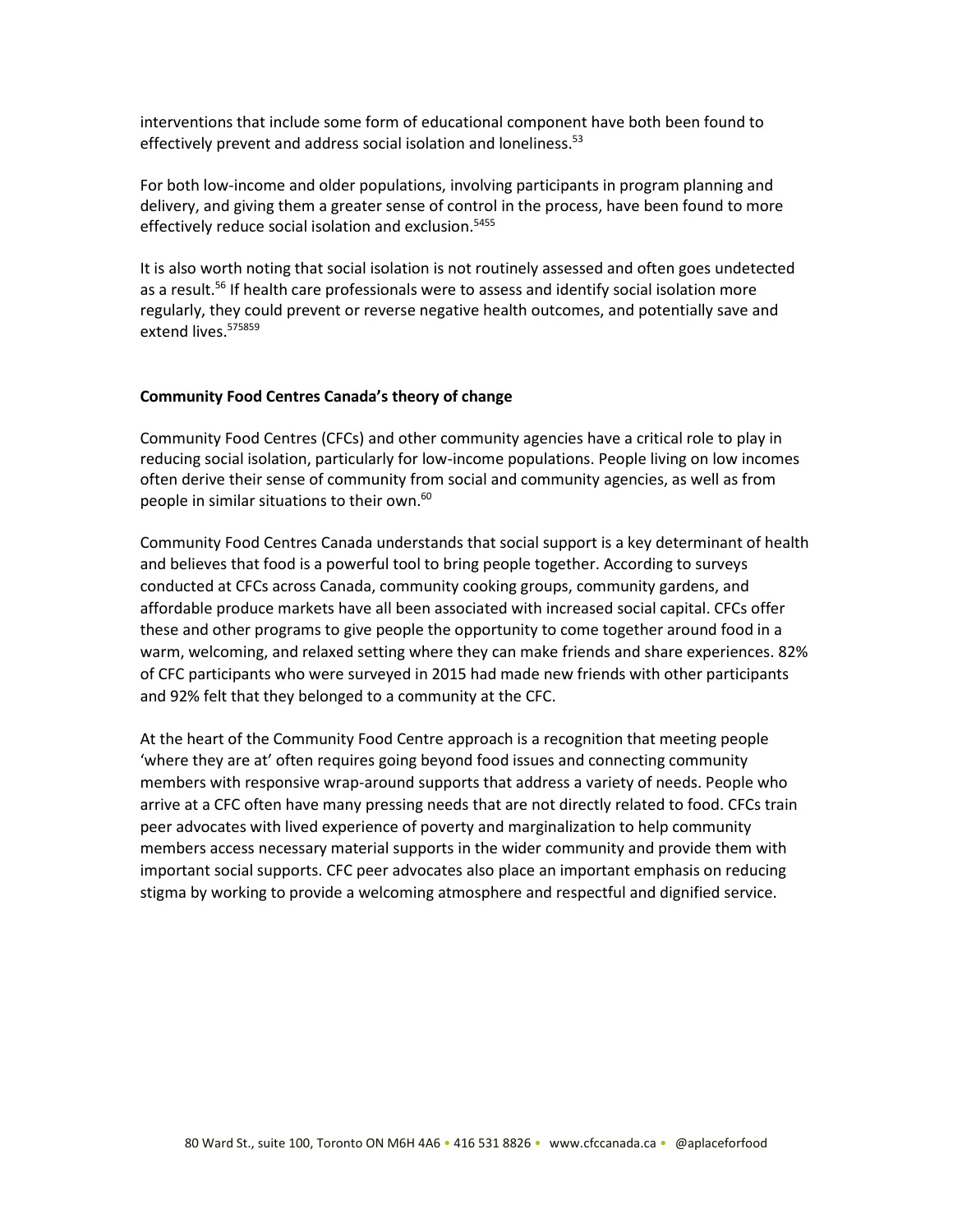interventions that include some form of educational component have both been found to effectively prevent and address social isolation and loneliness.[53]

For both low-income and older populations, involving participants in program planning and delivery, and giving them a greater sense of control in the process, have been found to more effectively reduce social isolation and exclusion.[54][55]

It is also worth noting that social isolation is not routinely assessed and often goes undetected as a result.[56] If health care professionals were to assess and identify social isolation more regularly, they could prevent or reverse negative health outcomes, and potentially save and extend lives.[57][58][59]

**Community Food Centres Canada's theory of change**

Community Food Centres (CFCs) and other community agencies have a critical role to play in reducing social isolation, particularly for low-income populations. People living on low incomes often derive their sense of community from social and community agencies, as well as from people in similar situations to their own.[60]

Community Food Centres Canada understands that social support is a key determinant of health and believes that food is a powerful tool to bring people together. According to surveys conducted at CFCs across Canada, community cooking groups, community gardens, and affordable produce markets have all been associated with increased social capital. CFCs offer these and other programs to give people the opportunity to come together around food in a warm, welcoming, and relaxed setting where they can make friends and share experiences. 82% of CFC participants who were surveyed in 2015 had made new friends with other participants and 92% felt that they belonged to a community at the CFC.

At the heart of the Community Food Centre approach is a recognition that meeting people 'where they are at' often requires going beyond food issues and connecting community members with responsive wrap-around supports that address a variety of needs. People who arrive at a CFC often have many pressing needs that are not directly related to food. CFCs train peer advocates with lived experience of poverty and marginalization to help community members access necessary material supports in the wider community and provide them with important social supports. CFC peer advocates also place an important emphasis on reducing stigma by working to provide a welcoming atmosphere and respectful and dignified service.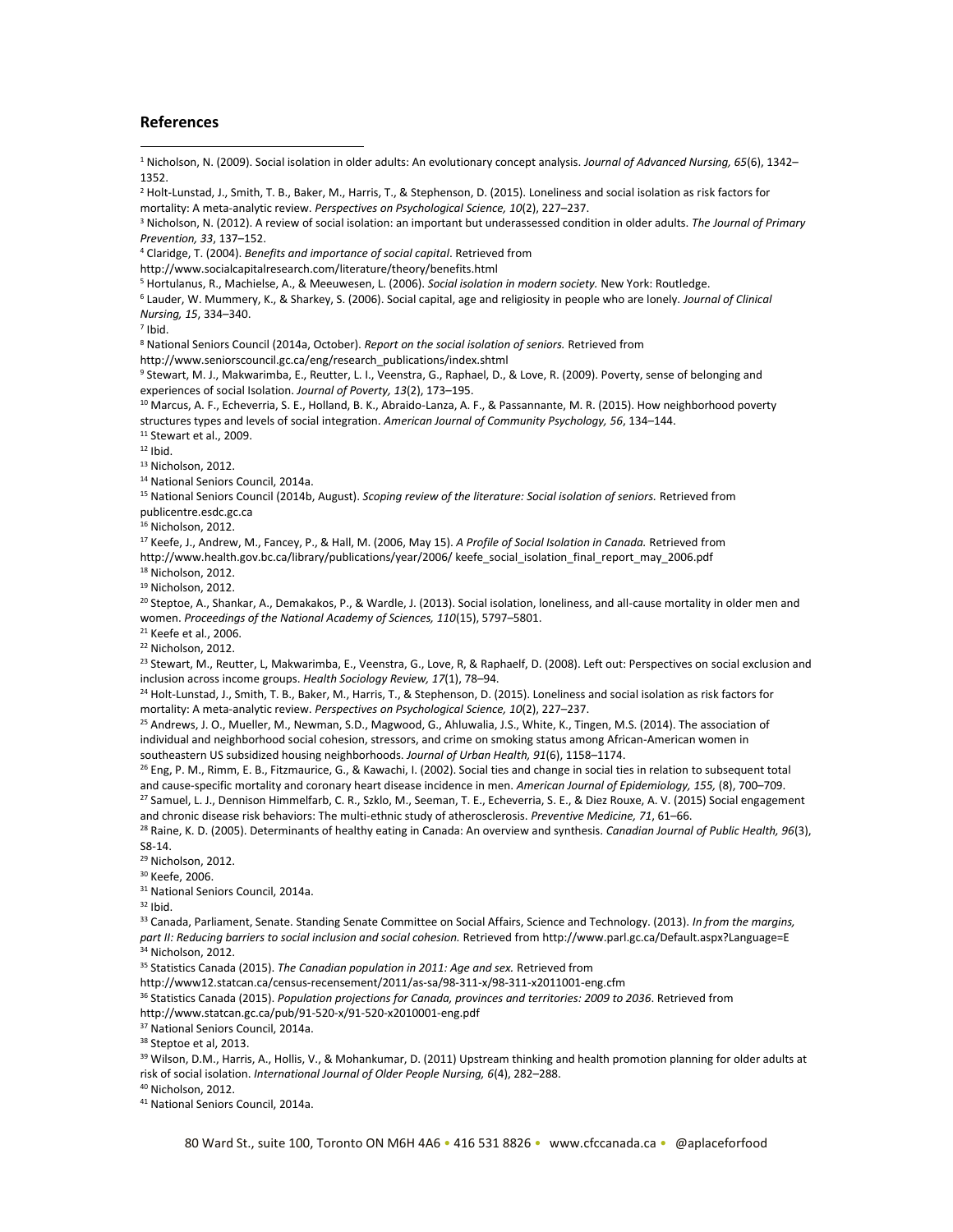## References

[1] Nicholson, N. (2009). Social isolation in older adults: An evolutionary concept analysis. *Journal of Advanced Nursing, 65*(6), 1342–1352.

[2] Holt-Lunstad, J., Smith, T. B., Baker, M., Harris, T., & Stephenson, D. (2015). Loneliness and social isolation as risk factors for mortality: A meta-analytic review. *Perspectives on Psychological Science, 10*(2), 227–237.

[3] Nicholson, N. (2012). A review of social isolation: an important but underassessed condition in older adults. *The Journal of Primary Prevention, 33*, 137–152.

[4] Claridge, T. (2004). *Benefits and importance of social capital*. Retrieved from http://www.socialcapitalresearch.com/literature/theory/benefits.html

[5] Hortulanus, R., Machielse, A., & Meeuwesen, L. (2006). *Social isolation in modern society.* New York: Routledge.

[6] Lauder, W. Mummery, K., & Sharkey, S. (2006). Social capital, age and religiosity in people who are lonely. *Journal of Clinical Nursing, 15*, 334–340.

[7] Ibid.

[8] National Seniors Council (2014a, October). *Report on the social isolation of seniors.* Retrieved from http://www.seniorscouncil.gc.ca/eng/research_publications/index.shtml

[9] Stewart, M. J., Makwarimba, E., Reutter, L. I., Veenstra, G., Raphael, D., & Love, R. (2009). Poverty, sense of belonging and experiences of social Isolation. *Journal of Poverty, 13*(2), 173–195.

[10] Marcus, A. F., Echeverria, S. E., Holland, B. K., Abraido-Lanza, A. F., & Passannante, M. R. (2015). How neighborhood poverty structures types and levels of social integration. *American Journal of Community Psychology, 56*, 134–144.

[11] Stewart et al., 2009.

[12] Ibid.

[13] Nicholson, 2012.

[14] National Seniors Council, 2014a.

[15] National Seniors Council (2014b, August). *Scoping review of the literature: Social isolation of seniors.* Retrieved from publicentre.esdc.gc.ca

[16] Nicholson, 2012.

[17] Keefe, J., Andrew, M., Fancey, P., & Hall, M. (2006, May 15). *A Profile of Social Isolation in Canada.* Retrieved from http://www.health.gov.bc.ca/library/publications/year/2006/ keefe_social_isolation_final_report_may_2006.pdf

[18] Nicholson, 2012.

[19] Nicholson, 2012.

[20] Steptoe, A., Shankar, A., Demakakos, P., & Wardle, J. (2013). Social isolation, loneliness, and all-cause mortality in older men and women. *Proceedings of the National Academy of Sciences, 110*(15), 5797–5801.

[21] Keefe et al., 2006.

[22] Nicholson, 2012.

[23] Stewart, M., Reutter, L, Makwarimba, E., Veenstra, G., Love, R, & Raphaelf, D. (2008). Left out: Perspectives on social exclusion and inclusion across income groups. *Health Sociology Review, 17*(1), 78–94.

[24] Holt-Lunstad, J., Smith, T. B., Baker, M., Harris, T., & Stephenson, D. (2015). Loneliness and social isolation as risk factors for mortality: A meta-analytic review. *Perspectives on Psychological Science, 10*(2), 227–237.

[25] Andrews, J. O., Mueller, M., Newman, S.D., Magwood, G., Ahluwalia, J.S., White, K., Tingen, M.S. (2014). The association of individual and neighborhood social cohesion, stressors, and crime on smoking status among African-American women in southeastern US subsidized housing neighborhoods. *Journal of Urban Health, 91*(6), 1158–1174.

[26] Eng, P. M., Rimm, E. B., Fitzmaurice, G., & Kawachi, I. (2002). Social ties and change in social ties in relation to subsequent total and cause-specific mortality and coronary heart disease incidence in men. *American Journal of Epidemiology, 155,* (8), 700–709.

[27] Samuel, L. J., Dennison Himmelfarb, C. R., Szklo, M., Seeman, T. E., Echeverria, S. E., & Diez Rouxe, A. V. (2015) Social engagement and chronic disease risk behaviors: The multi-ethnic study of atherosclerosis. *Preventive Medicine, 71*, 61–66.

[28] Raine, K. D. (2005). Determinants of healthy eating in Canada: An overview and synthesis. *Canadian Journal of Public Health, 96*(3), S8-14.

[29] Nicholson, 2012.

[30] Keefe, 2006.

[31] National Seniors Council, 2014a.

[32] Ibid.

[33] Canada, Parliament, Senate. Standing Senate Committee on Social Affairs, Science and Technology. (2013). *In from the margins, part II: Reducing barriers to social inclusion and social cohesion.* Retrieved from http://www.parl.gc.ca/Default.aspx?Language=E

[34] Nicholson, 2012.

[35] Statistics Canada (2015). *The Canadian population in 2011: Age and sex.* Retrieved from http://www12.statcan.ca/census-recensement/2011/as-sa/98-311-x/98-311-x2011001-eng.cfm

[36] Statistics Canada (2015). *Population projections for Canada, provinces and territories: 2009 to 2036*. Retrieved from http://www.statcan.gc.ca/pub/91-520-x/91-520-x2010001-eng.pdf

[37] National Seniors Council, 2014a.

[38] Steptoe et al, 2013.

[39] Wilson, D.M., Harris, A., Hollis, V., & Mohankumar, D. (2011) Upstream thinking and health promotion planning for older adults at risk of social isolation. *International Journal of Older People Nursing, 6*(4), 282–288.

[40] Nicholson, 2012.

[41] National Seniors Council, 2014a.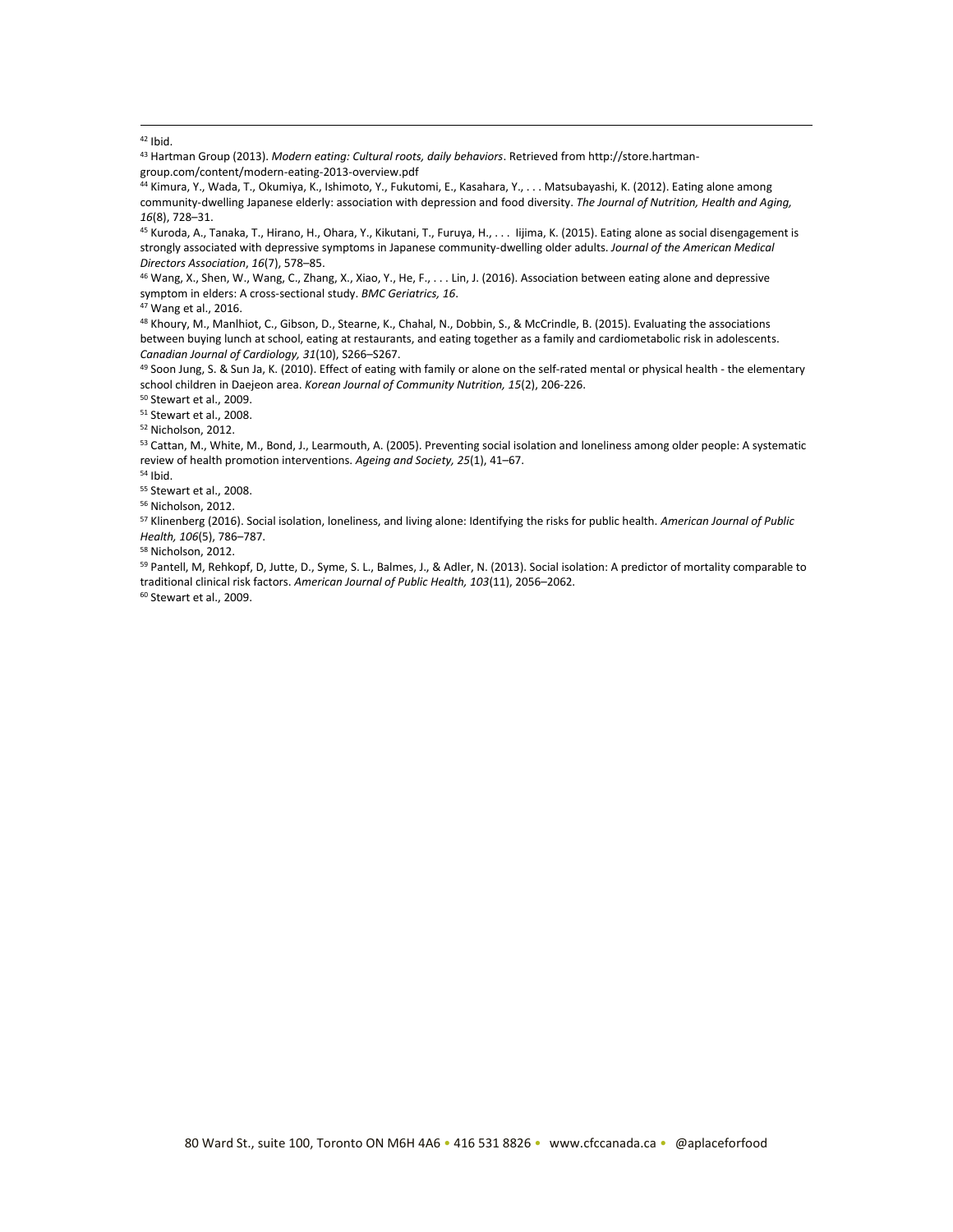[42] Ibid.

[43] Hartman Group (2013). *Modern eating: Cultural roots, daily behaviors*. Retrieved from http://store.hartman-group.com/content/modern-eating-2013-overview.pdf

[44] Kimura, Y., Wada, T., Okumiya, K., Ishimoto, Y., Fukutomi, E., Kasahara, Y., . . . Matsubayashi, K. (2012). Eating alone among community-dwelling Japanese elderly: association with depression and food diversity. *The Journal of Nutrition, Health and Aging, 16*(8), 728–31.

[45] Kuroda, A., Tanaka, T., Hirano, H., Ohara, Y., Kikutani, T., Furuya, H., . . . Iijima, K. (2015). Eating alone as social disengagement is strongly associated with depressive symptoms in Japanese community-dwelling older adults. *Journal of the American Medical Directors Association*, *16*(7), 578–85.

[46] Wang, X., Shen, W., Wang, C., Zhang, X., Xiao, Y., He, F., . . . Lin, J. (2016). Association between eating alone and depressive symptom in elders: A cross-sectional study. *BMC Geriatrics, 16*.

[47] Wang et al., 2016.

[48] Khoury, M., Manlhiot, C., Gibson, D., Stearne, K., Chahal, N., Dobbin, S., & McCrindle, B. (2015). Evaluating the associations between buying lunch at school, eating at restaurants, and eating together as a family and cardiometabolic risk in adolescents. *Canadian Journal of Cardiology, 31*(10), S266–S267.

[49] Soon Jung, S. & Sun Ja, K. (2010). Effect of eating with family or alone on the self-rated mental or physical health - the elementary school children in Daejeon area. *Korean Journal of Community Nutrition, 15*(2), 206-226.

[50] Stewart et al., 2009.

[51] Stewart et al., 2008.

[52] Nicholson, 2012.

[53] Cattan, M., White, M., Bond, J., Learmouth, A. (2005). Preventing social isolation and loneliness among older people: A systematic review of health promotion interventions. *Ageing and Society, 25*(1), 41–67.

[54] Ibid.

[55] Stewart et al., 2008.

[56] Nicholson, 2012.

[57] Klinenberg (2016). Social isolation, loneliness, and living alone: Identifying the risks for public health. *American Journal of Public Health, 106*(5), 786–787.

[58] Nicholson, 2012.

[59] Pantell, M, Rehkopf, D, Jutte, D., Syme, S. L., Balmes, J., & Adler, N. (2013). Social isolation: A predictor of mortality comparable to traditional clinical risk factors. *American Journal of Public Health, 103*(11), 2056–2062.

[60] Stewart et al., 2009.